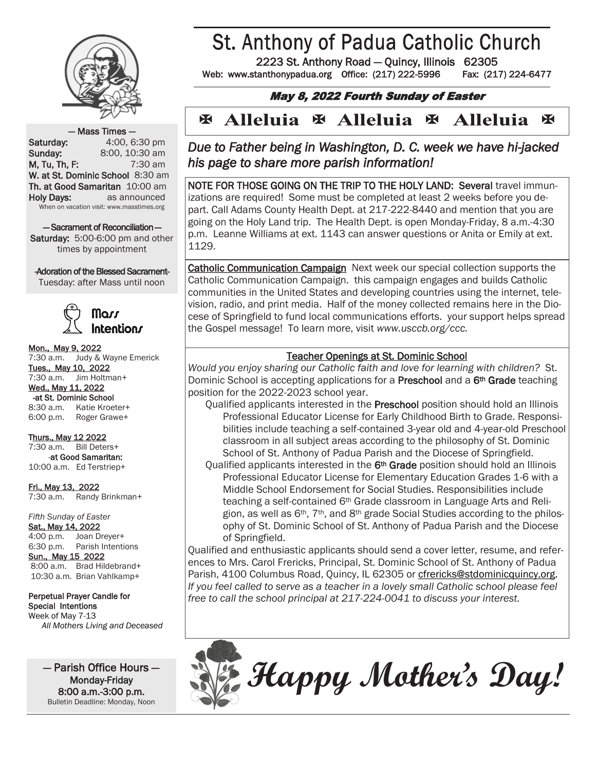# St. Anthony of Padua Catholic Church

2223 St. Anthony Road — Quincy, Illinois 62305
Web: www.stanthonypadua.org Office: (217) 222-5996 Fax: (217) 224-6477

***May 8, 2022 Fourth Sunday of Easter***

## ✠ Alleluia ✠ Alleluia ✠ Alleluia ✠

— Mass Times —

**Saturday:** 4:00, 6:30 pm
**Sunday:** 8:00, 10:30 am
**M, Tu, Th, F:** 7:30 am
**W. at St. Dominic School** 8:30 am
**Th. at Good Samaritan** 10:00 am
**Holy Days:** as announced
When on vacation visit: www.masstimes.org

— Sacrament of Reconciliation —
**Saturday:** 5:00-6:00 pm and other times by appointment

-Adoration of the Blessed Sacrament-
Tuesday: after Mass until noon

### Mass Intentions

Mon., May 9, 2022
7:30 a.m. Judy & Wayne Emerick
Tues., May 10, 2022
7:30 a.m. Jim Holtman+
Wed., May 11, 2022
-at St. Dominic School
8:30 a.m. Katie Kroeter+
6:00 p.m. Roger Grawe+

Thurs., May 12 2022
7:30 a.m. Bill Deters+
-at Good Samaritan:
10:00 a.m. Ed Terstriep+

Fri., May 13, 2022
7:30 a.m. Randy Brinkman+

*Fifth Sunday of Easter*
Sat., May 14, 2022
4:00 p.m. Joan Dreyer+
6:30 p.m. Parish Intentions
Sun., May 15 2022
8:00 a.m. Brad Hildebrand+
10:30 a.m. Brian Vahlkamp+

**Perpetual Prayer Candle for Special Intentions**
Week of May 7-13
*All Mothers Living and Deceased*

— Parish Office Hours —
Monday-Friday
8:00 a.m.-3:00 p.m.
Bulletin Deadline: Monday, Noon

*Due to Father being in Washington, D. C. week we have hi-jacked his page to share more parish information!*

NOTE FOR THOSE GOING ON THE TRIP TO THE HOLY LAND: Several travel immunizations are required! Some must be completed at least 2 weeks before you depart. Call Adams County Health Dept. at 217-222-8440 and mention that you are going on the Holy Land trip. The Health Dept. is open Monday-Friday, 8 a.m.-4:30 p.m. Leanne Williams at ext. 1143 can answer questions or Anita or Emily at ext. 1129.

Catholic Communication Campaign Next week our special collection supports the Catholic Communication Campaign. this campaign engages and builds Catholic communities in the United States and developing countries using the internet, television, radio, and print media. Half of the money collected remains here in the Diocese of Springfield to fund local communications efforts. your support helps spread the Gospel message! To learn more, visit *www.usccb.org/ccc.*

### Teacher Openings at St. Dominic School

*Would you enjoy sharing our Catholic faith and love for learning with children?* St. Dominic School is accepting applications for a **Preschool** and a **6th Grade** teaching position for the 2022-2023 school year.

Qualified applicants interested in the **Preschool** position should hold an Illinois Professional Educator License for Early Childhood Birth to Grade. Responsibilities include teaching a self-contained 3-year old and 4-year-old Preschool classroom in all subject areas according to the philosophy of St. Dominic School of St. Anthony of Padua Parish and the Diocese of Springfield.

Qualified applicants interested in the **6th Grade** position should hold an Illinois Professional Educator License for Elementary Education Grades 1-6 with a Middle School Endorsement for Social Studies. Responsibilities include teaching a self-contained 6th Grade classroom in Language Arts and Religion, as well as 6th, 7th, and 8th grade Social Studies according to the philosophy of St. Dominic School of St. Anthony of Padua Parish and the Diocese of Springfield.

Qualified and enthusiastic applicants should send a cover letter, resume, and references to Mrs. Carol Frericks, Principal, St. Dominic School of St. Anthony of Padua Parish, 4100 Columbus Road, Quincy, IL 62305 or cfrericks@stdominicquincy.org. *If you feel called to serve as a teacher in a lovely small Catholic school please feel free to call the school principal at 217-224-0041 to discuss your interest.*

***Happy Mother's Day!***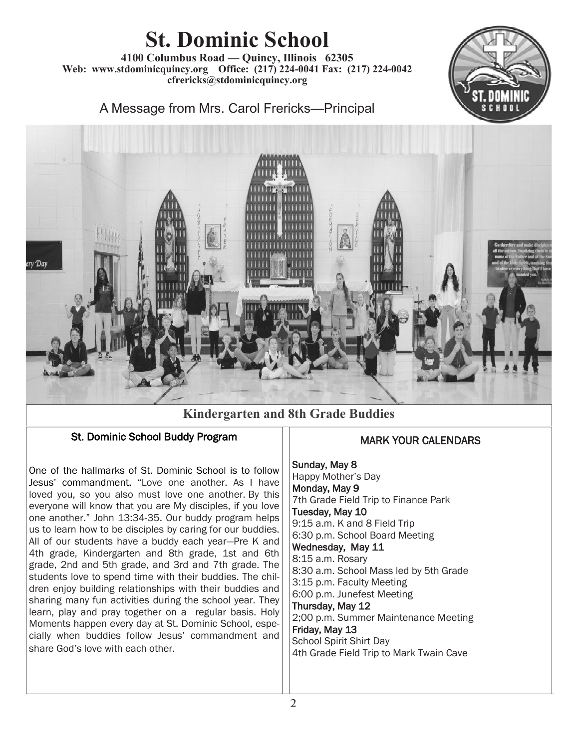# St. Dominic School

**4100 Columbus Road — Quincy, Illinois 62305**
**Web: www.stdominicquincy.org Office: (217) 224-0041 Fax: (217) 224-0042**
**cfrericks@stdominicquincy.org**

## A Message from Mrs. Carol Frericks—Principal

**Kindergarten and 8th Grade Buddies**

### St. Dominic School Buddy Program

One of the hallmarks of St. Dominic School is to follow Jesus' commandment, "Love one another. As I have loved you, so you also must love one another. By this everyone will know that you are My disciples, if you love one another." John 13:34-35. Our buddy program helps us to learn how to be disciples by caring for our buddies. All of our students have a buddy each year—Pre K and 4th grade, Kindergarten and 8th grade, 1st and 6th grade, 2nd and 5th grade, and 3rd and 7th grade. The students love to spend time with their buddies. The children enjoy building relationships with their buddies and sharing many fun activities during the school year. They learn, play and pray together on a regular basis. Holy Moments happen every day at St. Dominic School, especially when buddies follow Jesus' commandment and share God's love with each other.

### MARK YOUR CALENDARS

**Sunday, May 8**
Happy Mother's Day

**Monday, May 9**
7th Grade Field Trip to Finance Park

**Tuesday, May 10**
9:15 a.m. K and 8 Field Trip
6:30 p.m. School Board Meeting

**Wednesday, May 11**
8:15 a.m. Rosary
8:30 a.m. School Mass led by 5th Grade
3:15 p.m. Faculty Meeting
6:00 p.m. Junefest Meeting

**Thursday, May 12**
2;00 p.m. Summer Maintenance Meeting

**Friday, May 13**
School Spirit Shirt Day
4th Grade Field Trip to Mark Twain Cave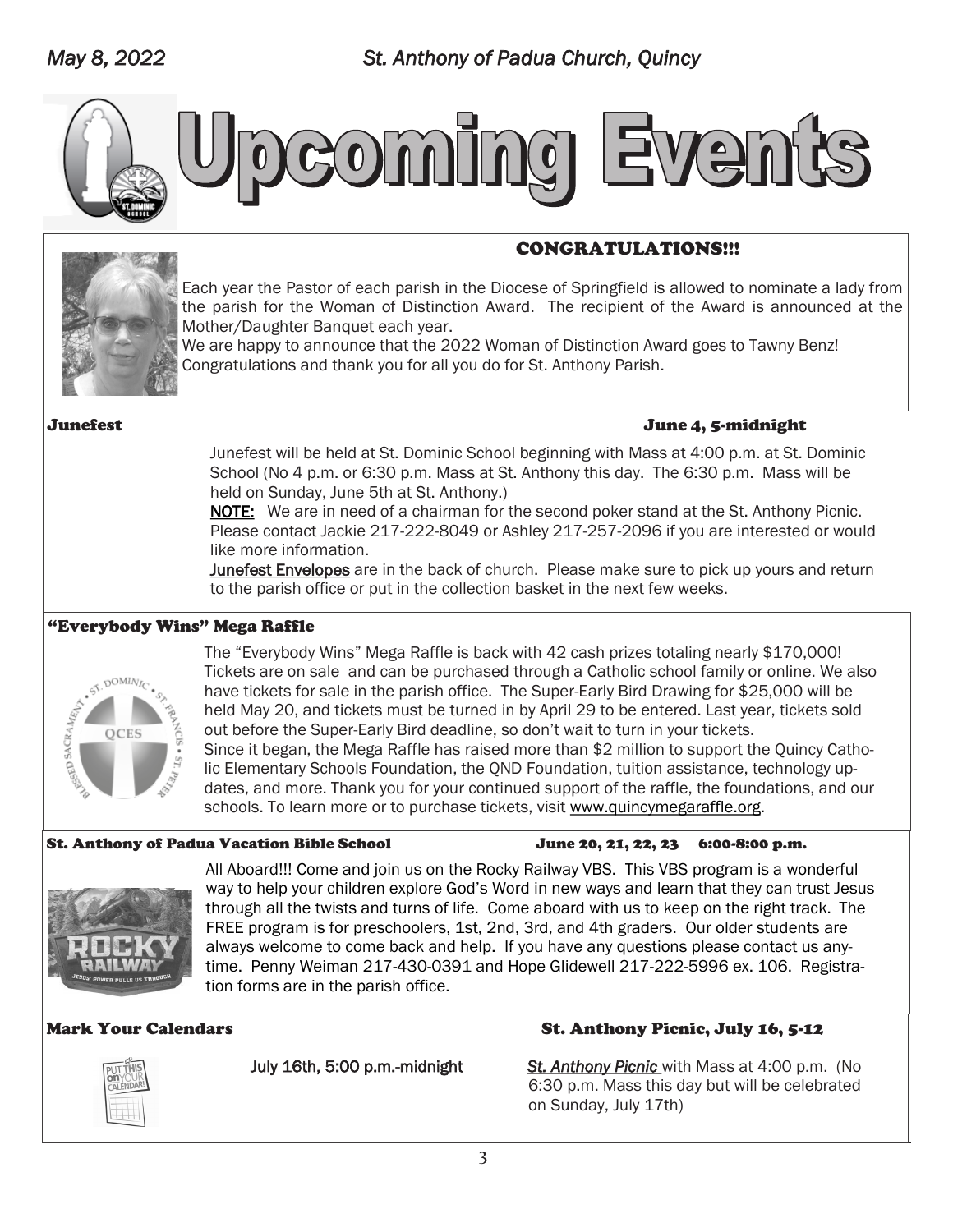# Upcoming Events

## CONGRATULATIONS!!!

Each year the Pastor of each parish in the Diocese of Springfield is allowed to nominate a lady from the parish for the Woman of Distinction Award. The recipient of the Award is announced at the Mother/Daughter Banquet each year.

We are happy to announce that the 2022 Woman of Distinction Award goes to Tawny Benz! Congratulations and thank you for all you do for St. Anthony Parish.

## Junefest — June 4, 5-midnight

Junefest will be held at St. Dominic School beginning with Mass at 4:00 p.m. at St. Dominic School (No 4 p.m. or 6:30 p.m. Mass at St. Anthony this day. The 6:30 p.m. Mass will be held on Sunday, June 5th at St. Anthony.)

**NOTE:** We are in need of a chairman for the second poker stand at the St. Anthony Picnic. Please contact Jackie 217-222-8049 or Ashley 217-257-2096 if you are interested or would like more information.

**Junefest Envelopes** are in the back of church. Please make sure to pick up yours and return to the parish office or put in the collection basket in the next few weeks.

## "Everybody Wins" Mega Raffle

The "Everybody Wins" Mega Raffle is back with 42 cash prizes totaling nearly $170,000! Tickets are on sale and can be purchased through a Catholic school family or online. We also have tickets for sale in the parish office. The Super-Early Bird Drawing for $25,000 will be held May 20, and tickets must be turned in by April 29 to be entered. Last year, tickets sold out before the Super-Early Bird deadline, so don't wait to turn in your tickets.

Since it began, the Mega Raffle has raised more than $2 million to support the Quincy Catholic Elementary Schools Foundation, the QND Foundation, tuition assistance, technology updates, and more. Thank you for your continued support of the raffle, the foundations, and our schools. To learn more or to purchase tickets, visit www.quincymegaraffle.org.

## St. Anthony of Padua Vacation Bible School — June 20, 21, 22, 23 6:00-8:00 p.m.

All Aboard!!! Come and join us on the Rocky Railway VBS. This VBS program is a wonderful way to help your children explore God's Word in new ways and learn that they can trust Jesus through all the twists and turns of life. Come aboard with us to keep on the right track. The FREE program is for preschoolers, 1st, 2nd, 3rd, and 4th graders. Our older students are always welcome to come back and help. If you have any questions please contact us anytime. Penny Weiman 217-430-0391 and Hope Glidewell 217-222-5996 ex. 106. Registration forms are in the parish office.

## Mark Your Calendars — St. Anthony Picnic, July 16, 5-12

July 16th, 5:00 p.m.-midnight — *St. Anthony Picnic* with Mass at 4:00 p.m. (No 6:30 p.m. Mass this day but will be celebrated on Sunday, July 17th)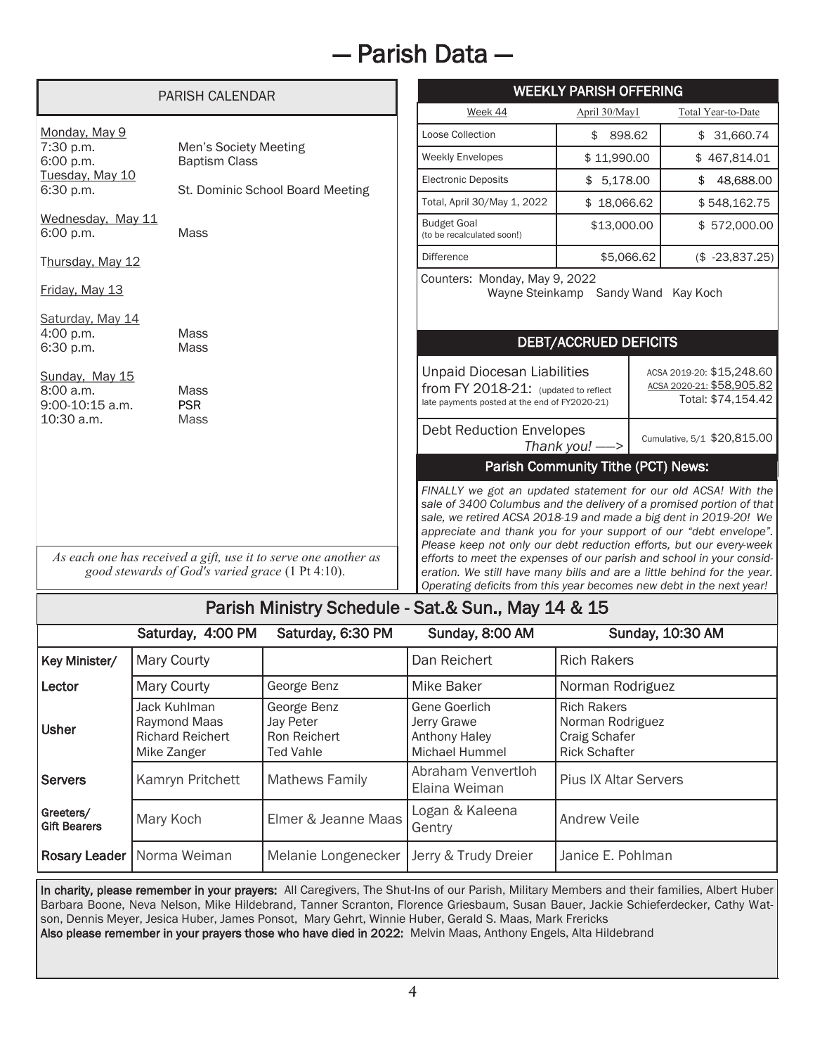# — Parish Data —

## PARISH CALENDAR

Monday, May 9
7:30 p.m. Men's Society Meeting
6:00 p.m. Baptism Class

Tuesday, May 10
6:30 p.m. St. Dominic School Board Meeting

Wednesday, May 11
6:00 p.m. Mass

Thursday, May 12

Friday, May 13

Saturday, May 14
4:00 p.m. Mass
6:30 p.m. Mass

Sunday, May 15
8:00 a.m. Mass
9:00-10:15 a.m. PSR
10:30 a.m. Mass

*As each one has received a gift, use it to serve one another as good stewards of God's varied grace* (1 Pt 4:10).

## WEEKLY PARISH OFFERING

| Week 44 | April 30/May1 | Total Year-to-Date |
|---|---|---|
| Loose Collection | $ 898.62 | $ 31,660.74 |
| Weekly Envelopes | $ 11,990.00 | $ 467,814.01 |
| Electronic Deposits | $ 5,178.00 | $ 48,688.00 |
| Total, April 30/May 1, 2022 | $ 18,066.62 | $ 548,162.75 |
| Budget Goal (to be recalculated soon!) | $13,000.00 | $ 572,000.00 |
| Difference | $5,066.62 | ($ -23,837.25) |

Counters: Monday, May 9, 2022
Wayne Steinkamp Sandy Wand Kay Koch

## DEBT/ACCRUED DEFICITS

| | |
|---|---|
| Unpaid Diocesan Liabilities from FY 2018-21: (updated to reflect late payments posted at the end of FY2020-21) | ACSA 2019-20: $15,248.60<br>ACSA 2020-21: $58,905.82<br>Total: $74,154.42 |
| Debt Reduction Envelopes *Thank you!* —> | Cumulative, 5/1 $20,815.00 |

## Parish Community Tithe (PCT) News:

*FINALLY we got an updated statement for our old ACSA! With the sale of 3400 Columbus and the delivery of a promised portion of that sale, we retired ACSA 2018-19 and made a big dent in 2019-20! We appreciate and thank you for your support of our "debt envelope". Please keep not only our debt reduction efforts, but our every-week efforts to meet the expenses of our parish and school in your consideration. We still have many bills and are a little behind for the year. Operating deficits from this year becomes new debt in the next year!*

## Parish Ministry Schedule - Sat.& Sun., May 14 & 15

| | Saturday, 4:00 PM | Saturday, 6:30 PM | Sunday, 8:00 AM | Sunday, 10:30 AM |
|---|---|---|---|---|
| Key Minister/ | Mary Courty | | Dan Reichert | Rich Rakers |
| Lector | Mary Courty | George Benz | Mike Baker | Norman Rodriguez |
| Usher | Jack Kuhlman<br>Raymond Maas<br>Richard Reichert<br>Mike Zanger | George Benz<br>Jay Peter<br>Ron Reichert<br>Ted Vahle | Gene Goerlich<br>Jerry Grawe<br>Anthony Haley<br>Michael Hummel | Rich Rakers<br>Norman Rodriguez<br>Craig Schafer<br>Rick Schafter |
| Servers | Kamryn Pritchett | Mathews Family | Abraham Venvertloh<br>Elaina Weiman | Pius IX Altar Servers |
| Greeters/ Gift Bearers | Mary Koch | Elmer & Jeanne Maas | Logan & Kaleena Gentry | Andrew Veile |
| Rosary Leader | Norma Weiman | Melanie Longenecker | Jerry & Trudy Dreier | Janice E. Pohlman |

**In charity, please remember in your prayers:** All Caregivers, The Shut-Ins of our Parish, Military Members and their families, Albert Huber Barbara Boone, Neva Nelson, Mike Hildebrand, Tanner Scranton, Florence Griesbaum, Susan Bauer, Jackie Schieferdecker, Cathy Watson, Dennis Meyer, Jesica Huber, James Ponsot, Mary Gehrt, Winnie Huber, Gerald S. Maas, Mark Frericks

**Also please remember in your prayers those who have died in 2022:** Melvin Maas, Anthony Engels, Alta Hildebrand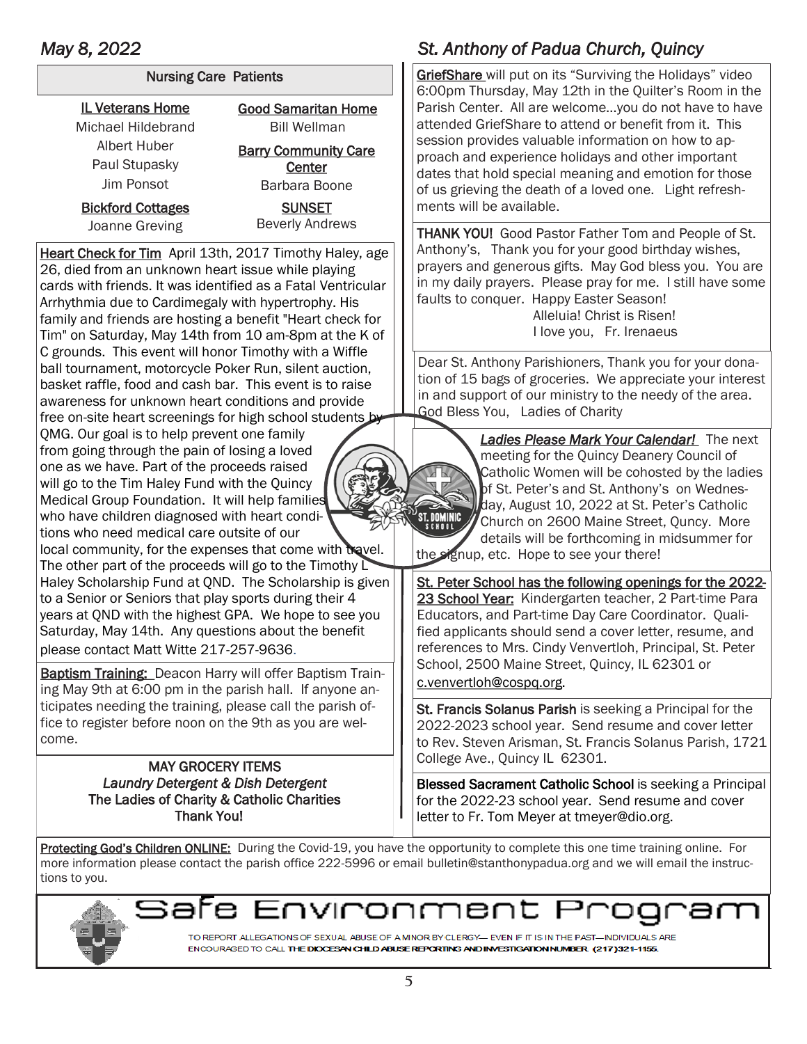## Nursing Care Patients

**IL Veterans Home**
Michael Hildebrand
Albert Huber
Paul Stupasky
Jim Ponsot

**Bickford Cottages**
Joanne Greving

**Good Samaritan Home**
Bill Wellman

**Barry Community Care Center**
Barbara Boone

**SUNSET**
Beverly Andrews

**Heart Check for Tim** April 13th, 2017 Timothy Haley, age 26, died from an unknown heart issue while playing cards with friends. It was identified as a Fatal Ventricular Arrhythmia due to Cardimegaly with hypertrophy. His family and friends are hosting a benefit "Heart check for Tim" on Saturday, May 14th from 10 am-8pm at the K of C grounds. This event will honor Timothy with a Wiffle ball tournament, motorcycle Poker Run, silent auction, basket raffle, food and cash bar. This event is to raise awareness for unknown heart conditions and provide free on-site heart screenings for high school students by QMG. Our goal is to help prevent one family from going through the pain of losing a loved one as we have. Part of the proceeds raised will go to the Tim Haley Fund with the Quincy Medical Group Foundation. It will help families who have children diagnosed with heart conditions who need medical care outsite of our local community, for the expenses that come with travel. The other part of the proceeds will go to the Timothy L Haley Scholarship Fund at QND. The Scholarship is given to a Senior or Seniors that play sports during their 4 years at QND with the highest GPA. We hope to see you Saturday, May 14th. Any questions about the benefit please contact Matt Witte 217-257-9636.

**Baptism Training:** Deacon Harry will offer Baptism Training May 9th at 6:00 pm in the parish hall. If anyone anticipates needing the training, please call the parish office to register before noon on the 9th as you are welcome.

**MAY GROCERY ITEMS**
*Laundry Detergent & Dish Detergent*
The Ladies of Charity & Catholic Charities
Thank You!

**GriefShare** will put on its "Surviving the Holidays" video 6:00pm Thursday, May 12th in the Quilter's Room in the Parish Center. All are welcome…you do not have to have attended GriefShare to attend or benefit from it. This session provides valuable information on how to approach and experience holidays and other important dates that hold special meaning and emotion for those of us grieving the death of a loved one. Light refreshments will be available.

**THANK YOU!** Good Pastor Father Tom and People of St. Anthony's, Thank you for your good birthday wishes, prayers and generous gifts. May God bless you. You are in my daily prayers. Please pray for me. I still have some faults to conquer. Happy Easter Season!
Alleluia! Christ is Risen!
I love you, Fr. Irenaeus

Dear St. Anthony Parishioners, Thank you for your donation of 15 bags of groceries. We appreciate your interest in and support of our ministry to the needy of the area. God Bless You, Ladies of Charity

***Ladies Please Mark Your Calendar!*** The next meeting for the Quincy Deanery Council of Catholic Women will be cohosted by the ladies of St. Peter's and St. Anthony's on Wednesday, August 10, 2022 at St. Peter's Catholic Church on 2600 Maine Street, Quncy. More details will be forthcoming in midsummer for the signup, etc. Hope to see your there!

**St. Peter School has the following openings for the 2022-23 School Year:** Kindergarten teacher, 2 Part-time Para Educators, and Part-time Day Care Coordinator. Qualified applicants should send a cover letter, resume, and references to Mrs. Cindy Venvertloh, Principal, St. Peter School, 2500 Maine Street, Quincy, IL 62301 or c.venvertloh@cospq.org.

**St. Francis Solanus Parish** is seeking a Principal for the 2022-2023 school year. Send resume and cover letter to Rev. Steven Arisman, St. Francis Solanus Parish, 1721 College Ave., Quincy IL 62301.

**Blessed Sacrament Catholic School** is seeking a Principal for the 2022-23 school year. Send resume and cover letter to Fr. Tom Meyer at tmeyer@dio.org.

**Protecting God's Children ONLINE:** During the Covid-19, you have the opportunity to complete this one time training online. For more information please contact the parish office 222-5996 or email bulletin@stanthonypadua.org and we will email the instructions to you.

## Safe Environment Program

TO REPORT ALLEGATIONS OF SEXUAL ABUSE OF A MINOR BY CLERGY— EVEN IF IT IS IN THE PAST—INDIVIDUALS ARE ENCOURAGED TO CALL **THE DIOCESAN CHILD ABUSE REPORTING AND INVESTIGATION NUMBER (217)321-1155.**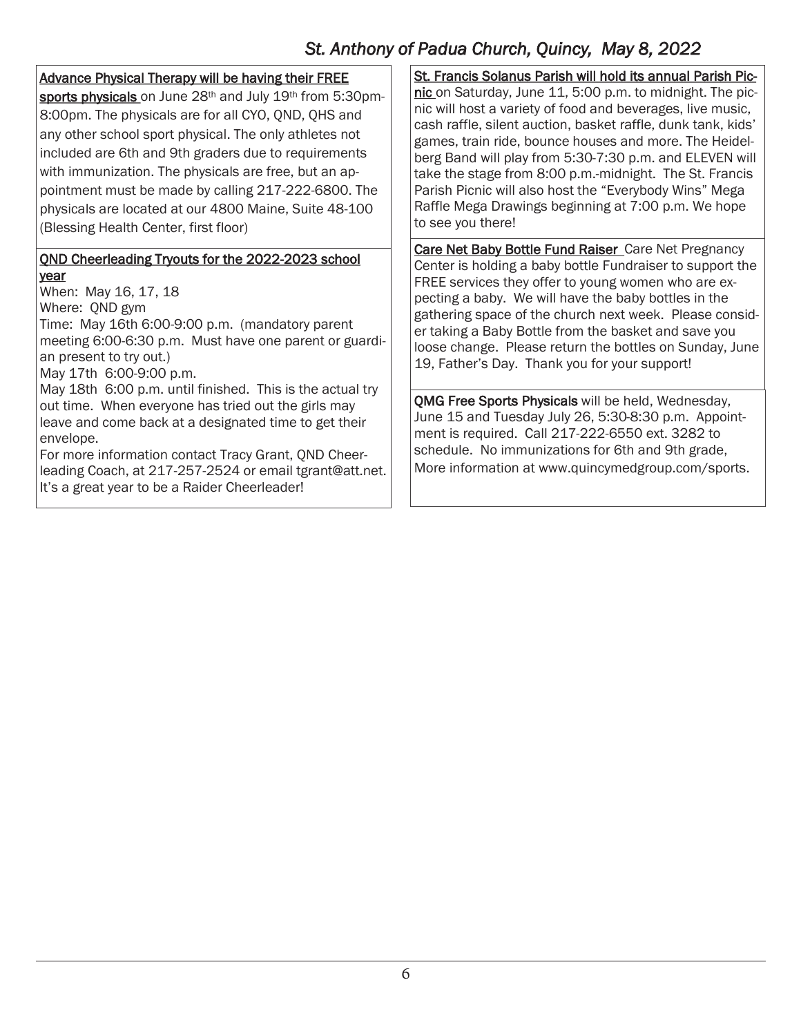**Advance Physical Therapy will be having their FREE sports physicals** on June 28th and July 19th from 5:30pm-8:00pm. The physicals are for all CYO, QND, QHS and any other school sport physical. The only athletes not included are 6th and 9th graders due to requirements with immunization. The physicals are free, but an appointment must be made by calling 217-222-6800. The physicals are located at our 4800 Maine, Suite 48-100 (Blessing Health Center, first floor)

**QND Cheerleading Tryouts for the 2022-2023 school year**

When: May 16, 17, 18
Where: QND gym
Time: May 16th 6:00-9:00 p.m. (mandatory parent meeting 6:00-6:30 p.m. Must have one parent or guardian present to try out.)
May 17th 6:00-9:00 p.m.
May 18th 6:00 p.m. until finished. This is the actual try out time. When everyone has tried out the girls may leave and come back at a designated time to get their envelope.
For more information contact Tracy Grant, QND Cheerleading Coach, at 217-257-2524 or email tgrant@att.net. It's a great year to be a Raider Cheerleader!

**St. Francis Solanus Parish will hold its annual Parish Picnic** on Saturday, June 11, 5:00 p.m. to midnight. The picnic will host a variety of food and beverages, live music, cash raffle, silent auction, basket raffle, dunk tank, kids' games, train ride, bounce houses and more. The Heidelberg Band will play from 5:30-7:30 p.m. and ELEVEN will take the stage from 8:00 p.m.-midnight. The St. Francis Parish Picnic will also host the "Everybody Wins" Mega Raffle Mega Drawings beginning at 7:00 p.m. We hope to see you there!

**Care Net Baby Bottle Fund Raiser** Care Net Pregnancy Center is holding a baby bottle Fundraiser to support the FREE services they offer to young women who are expecting a baby. We will have the baby bottles in the gathering space of the church next week. Please consider taking a Baby Bottle from the basket and save you loose change. Please return the bottles on Sunday, June 19, Father's Day. Thank you for your support!

**QMG Free Sports Physicals** will be held, Wednesday, June 15 and Tuesday July 26, 5:30-8:30 p.m. Appointment is required. Call 217-222-6550 ext. 3282 to schedule. No immunizations for 6th and 9th grade, More information at www.quincymedgroup.com/sports.